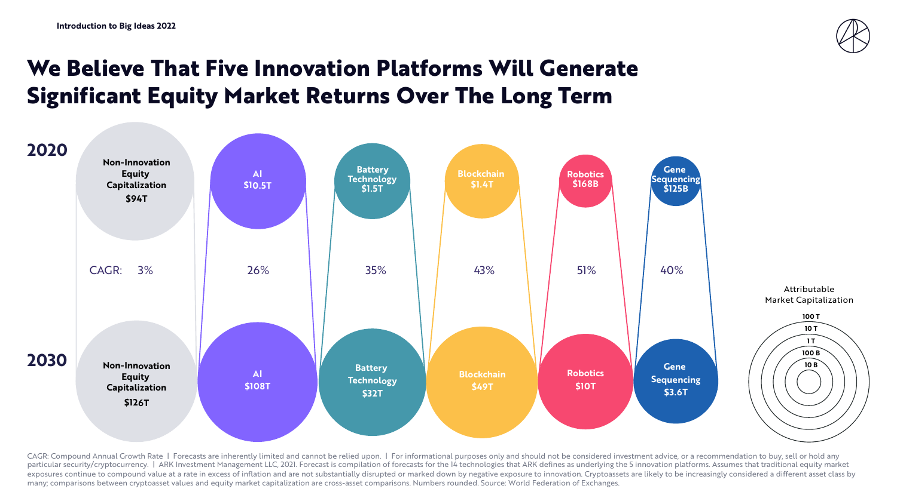Introduction to Big Ideas 2022

# We Believe That Five Innovation Platforms Will Generate Significant Equity Market Returns Over The Long Term

| | Non-Innovation Equity Capitalization | AI | Battery Technology | Blockchain | Robotics | Gene Sequencing |
|---|---|---|---|---|---|---|
| 2020 | $94T | $10.5T | $1.5T | $1.4T | $168B | $125B |
| CAGR | 3% | 26% | 35% | 43% | 51% | 40% |
| 2030 | $126T | $108T | $32T | $49T | $10T | $3.6T |

Attributable Market Capitalization: 100 T, 10 T, 1 T, 100 B, 10 B

CAGR: Compound Annual Growth Rate | Forecasts are inherently limited and cannot be relied upon. | For informational purposes only and should not be considered investment advice, or a recommendation to buy, sell or hold any particular security/cryptocurrency. | ARK Investment Management LLC, 2021. Forecast is compilation of forecasts for the 14 technologies that ARK defines as underlying the 5 innovation platforms. Assumes that traditional equity market exposures continue to compound value at a rate in excess of inflation and are not substantially disrupted or marked down by negative exposure to innovation. Cryptoassets are likely to be increasingly considered a different asset class by many; comparisons between cryptoasset values and equity market capitalization are cross-asset comparisons. Numbers rounded. Source: World Federation of Exchanges.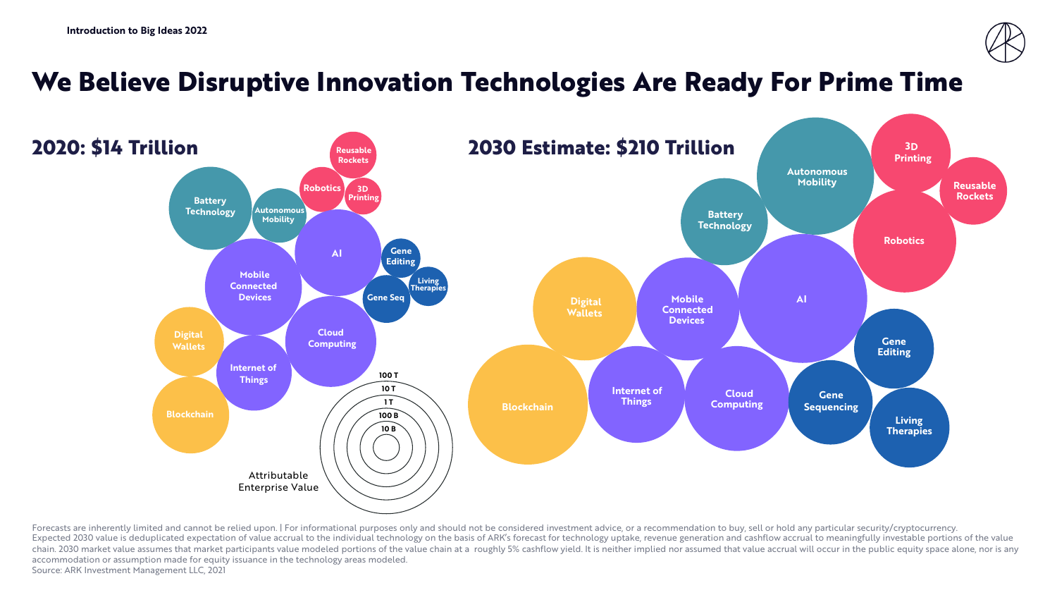# We Believe Disruptive Innovation Technologies Are Ready For Prime Time

## 2020: $14 Trillion

Reusable Rockets
Battery Technology
Robotics
3D Printing
Autonomous Mobility
AI
Gene Editing
Mobile Connected Devices
Living Therapies
Gene Seq
Digital Wallets
Cloud Computing
Internet of Things
Blockchain

100 T
10 T
1 T
100 B
10 B

Attributable Enterprise Value

## 2030 Estimate: $210 Trillion

Autonomous Mobility
3D Printing
Reusable Rockets
Battery Technology
Robotics
Digital Wallets
Mobile Connected Devices
AI
Gene Editing
Blockchain
Internet of Things
Cloud Computing
Gene Sequencing
Living Therapies

Forecasts are inherently limited and cannot be relied upon. | For informational purposes only and should not be considered investment advice, or a recommendation to buy, sell or hold any particular security/cryptocurrency.
Expected 2030 value is deduplicated expectation of value accrual to the individual technology on the basis of ARK's forecast for technology uptake, revenue generation and cashflow accrual to meaningfully investable portions of the value chain. 2030 market value assumes that market participants value modeled portions of the value chain at a roughly 5% cashflow yield. It is neither implied nor assumed that value accrual will occur in the public equity space alone, nor is any accommodation or assumption made for equity issuance in the technology areas modeled.
Source: ARK Investment Management LLC, 2021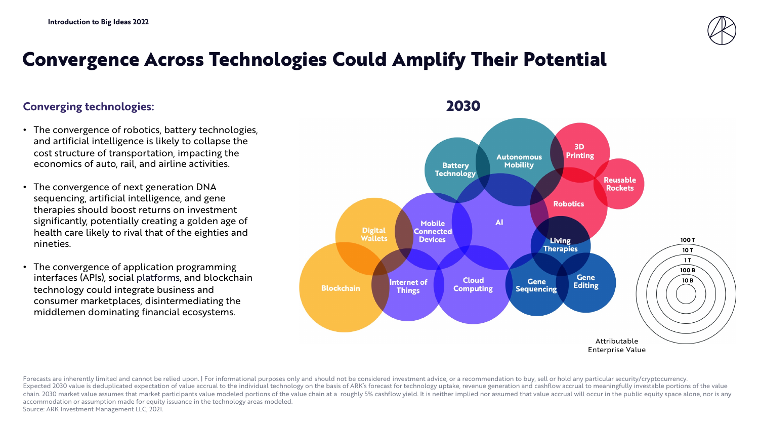Introduction to Big Ideas 2022

# Convergence Across Technologies Could Amplify Their Potential

### Converging technologies:

- The convergence of robotics, battery technologies, and artificial intelligence is likely to collapse the cost structure of transportation, impacting the economics of auto, rail, and airline activities.
- The convergence of next generation DNA sequencing, artificial intelligence, and gene therapies should boost returns on investment significantly, potentially creating a golden age of health care likely to rival that of the eighties and nineties.
- The convergence of application programming interfaces (APIs), social platforms, and blockchain technology could integrate business and consumer marketplaces, disintermediating the middlemen dominating financial ecosystems.

2030

Battery Technology
Autonomous Mobility
3D Printing
Reusable Rockets
Robotics
AI
Mobile Connected Devices
Digital Wallets
Living Therapies
Blockchain
Internet of Things
Cloud Computing
Gene Sequencing
Gene Editing

100 T
10 T
1 T
100 B
10 B

Attributable Enterprise Value

Forecasts are inherently limited and cannot be relied upon. | For informational purposes only and should not be considered investment advice, or a recommendation to buy, sell or hold any particular security/cryptocurrency. Expected 2030 value is deduplicated expectation of value accrual to the individual technology on the basis of ARK's forecast for technology uptake, revenue generation and cashflow accrual to meaningfully investable portions of the value chain. 2030 market value assumes that market participants value modeled portions of the value chain at a roughly 5% cashflow yield. It is neither implied nor assumed that value accrual will occur in the public equity space alone, nor is any accommodation or assumption made for equity issuance in the technology areas modeled.
Source: ARK Investment Management LLC, 2021.